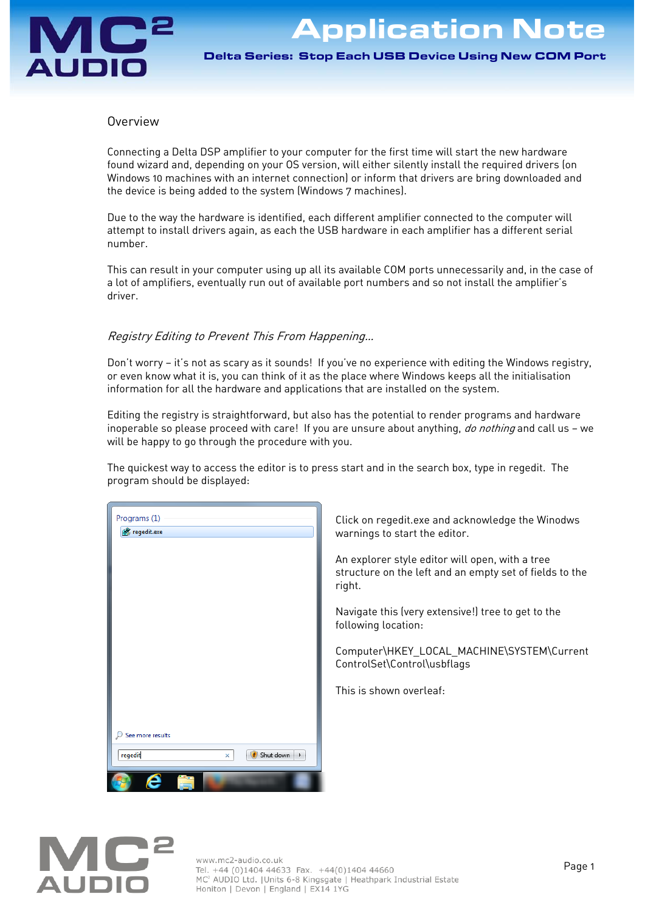# Application Note

**Delta Series: Stop Each USB Device Using New COM Port**

## Overview

Connecting a Delta DSP amplifier to your computer for the first time will start the new hardware found wizard and, depending on your OS version, will either silently install the required drivers (on Windows 10 machines with an internet connection) or inform that drivers are bring downloaded and the device is being added to the system (Windows 7 machines).

Due to the way the hardware is identified, each different amplifier connected to the computer will attempt to install drivers again, as each the USB hardware in each amplifier has a different serial number.

This can result in your computer using up all its available COM ports unnecessarily and, in the case of a lot of amplifiers, eventually run out of available port numbers and so not install the amplifier's driver.

### *Registry Editing to Prevent This From Happening...*

Don't worry – it's not as scary as it sounds! If you've no experience with editing the Windows registry, or even know what it is, you can think of it as the place where Windows keeps all the initialisation information for all the hardware and applications that are installed on the system.

Editing the registry is straightforward, but also has the potential to render programs and hardware inoperable so please proceed with care! If you are unsure about anything, *do nothing* and call us – we will be happy to go through the procedure with you.

The quickest way to access the editor is to press start and in the search box, type in regedit. The program should be displayed:

Click on regedit.exe and acknowledge the Winodws warnings to start the editor.

An explorer style editor will open, with a tree structure on the left and an empty set of fields to the right.

Navigate this (very extensive!) tree to get to the following location:

Computer\HKEY_LOCAL_MACHINE\SYSTEM\CurrentControlSet\Control\usbflags

This is shown overleaf:

www.mc2-audio.co.uk
Tel. +44 (0)1404 44633 Fax. +44(0)1404 44660
MC² AUDIO Ltd. |Units 6-8 Kingsgate | Heathpark Industrial Estate
Honiton | Devon | England | EX14 1YG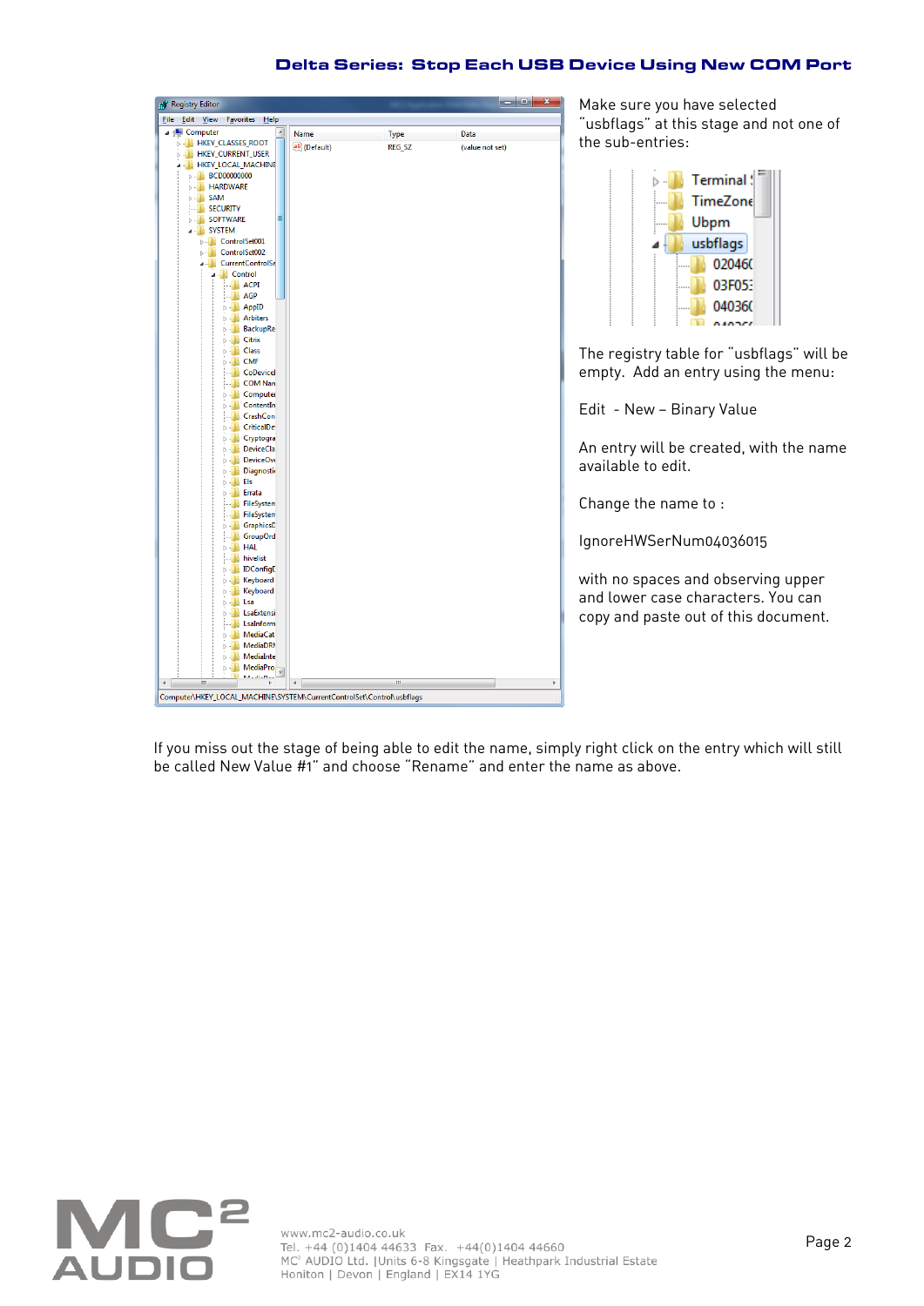Make sure you have selected "usbflags" at this stage and not one of the sub-entries:

The registry table for "usbflags" will be empty. Add an entry using the menu:

Edit - New – Binary Value

An entry will be created, with the name available to edit.

Change the name to :

IgnoreHWSerNum04036015

with no spaces and observing upper and lower case characters. You can copy and paste out of this document.

If you miss out the stage of being able to edit the name, simply right click on the entry which will still be called New Value #1" and choose "Rename" and enter the name as above.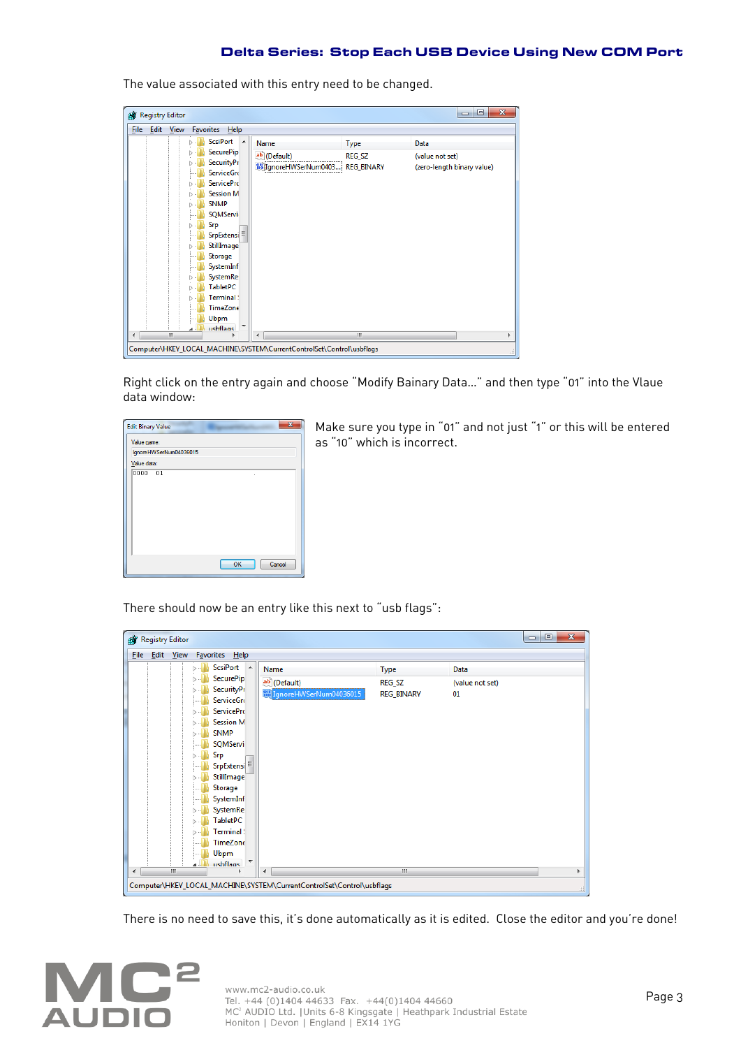The value associated with this entry need to be changed.

Right click on the entry again and choose "Modify Bainary Data..." and then type "01" into the Vlaue data window:

Make sure you type in "01" and not just "1" or this will be entered as "10" which is incorrect.

There should now be an entry like this next to "usb flags":

There is no need to save this, it's done automatically as it is edited. Close the editor and you're done!

www.mc2-audio.co.uk
Tel. +44 (0)1404 44633 Fax. +44(0)1404 44660
MC² AUDIO Ltd. |Units 6-8 Kingsgate | Heathpark Industrial Estate
Honiton | Devon | England | EX14 1YG